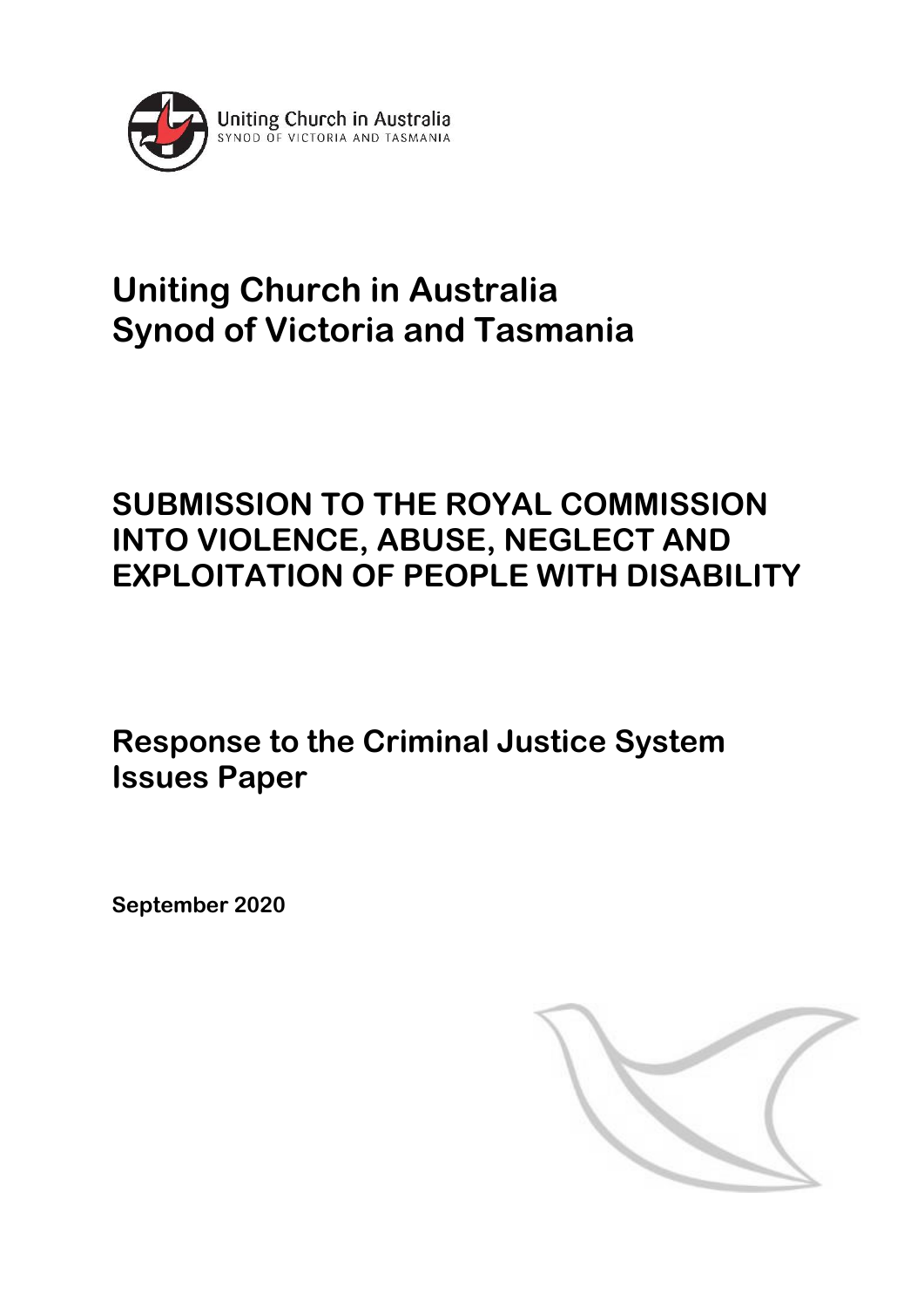Uniting Church in Australia
SYNOD OF VICTORIA AND TASMANIA

# Uniting Church in Australia
# Synod of Victoria and Tasmania

## SUBMISSION TO THE ROYAL COMMISSION INTO VIOLENCE, ABUSE, NEGLECT AND EXPLOITATION OF PEOPLE WITH DISABILITY

## Response to the Criminal Justice System Issues Paper

**September 2020**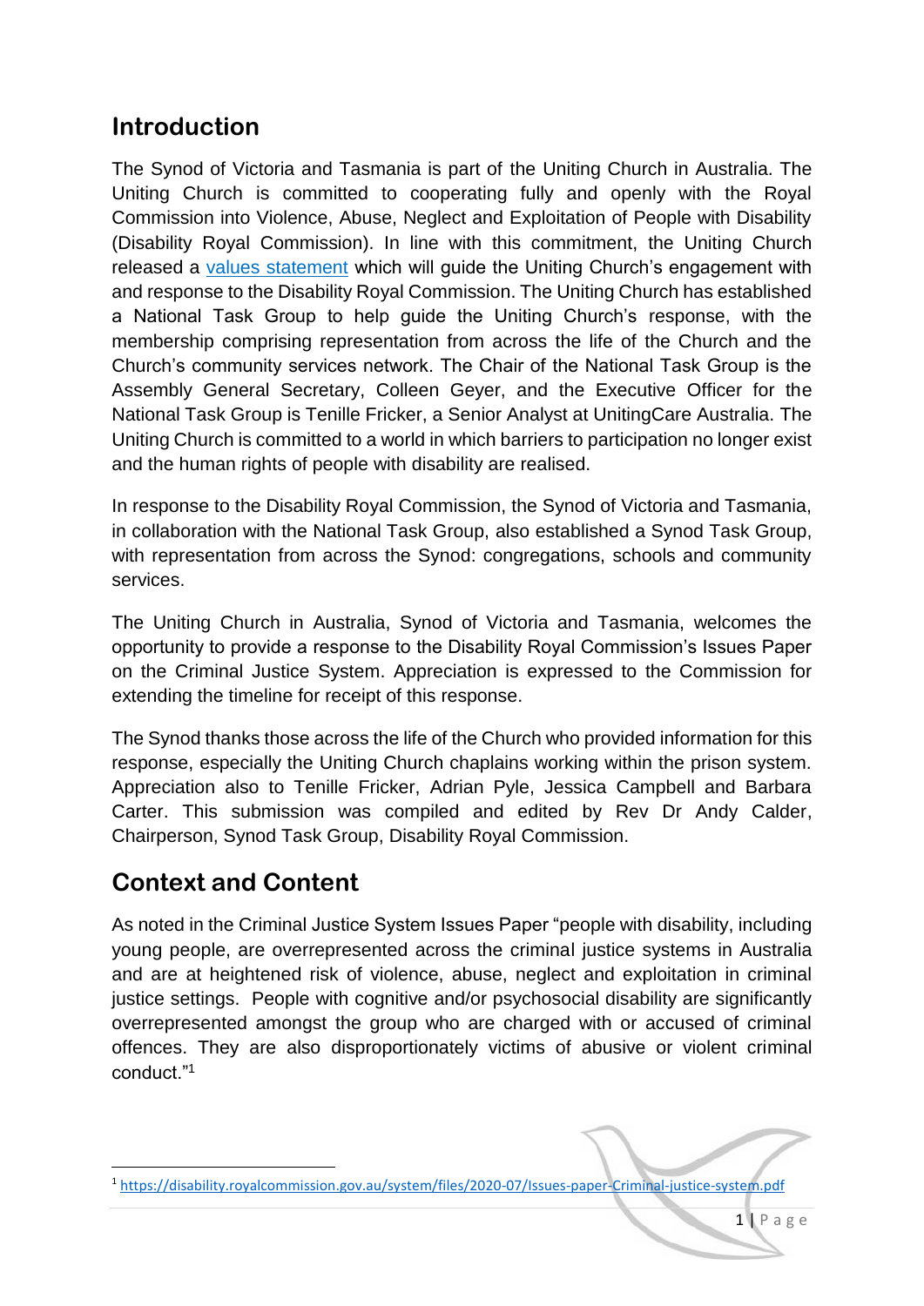## Introduction

The Synod of Victoria and Tasmania is part of the Uniting Church in Australia. The Uniting Church is committed to cooperating fully and openly with the Royal Commission into Violence, Abuse, Neglect and Exploitation of People with Disability (Disability Royal Commission). In line with this commitment, the Uniting Church released a values statement which will guide the Uniting Church's engagement with and response to the Disability Royal Commission. The Uniting Church has established a National Task Group to help guide the Uniting Church's response, with the membership comprising representation from across the life of the Church and the Church's community services network. The Chair of the National Task Group is the Assembly General Secretary, Colleen Geyer, and the Executive Officer for the National Task Group is Tenille Fricker, a Senior Analyst at UnitingCare Australia. The Uniting Church is committed to a world in which barriers to participation no longer exist and the human rights of people with disability are realised.

In response to the Disability Royal Commission, the Synod of Victoria and Tasmania, in collaboration with the National Task Group, also established a Synod Task Group, with representation from across the Synod: congregations, schools and community services.

The Uniting Church in Australia, Synod of Victoria and Tasmania, welcomes the opportunity to provide a response to the Disability Royal Commission's Issues Paper on the Criminal Justice System. Appreciation is expressed to the Commission for extending the timeline for receipt of this response.

The Synod thanks those across the life of the Church who provided information for this response, especially the Uniting Church chaplains working within the prison system. Appreciation also to Tenille Fricker, Adrian Pyle, Jessica Campbell and Barbara Carter. This submission was compiled and edited by Rev Dr Andy Calder, Chairperson, Synod Task Group, Disability Royal Commission.

## Context and Content

As noted in the Criminal Justice System Issues Paper "people with disability, including young people, are overrepresented across the criminal justice systems in Australia and are at heightened risk of violence, abuse, neglect and exploitation in criminal justice settings. People with cognitive and/or psychosocial disability are significantly overrepresented amongst the group who are charged with or accused of criminal offences. They are also disproportionately victims of abusive or violent criminal conduct."[1]

[1] https://disability.royalcommission.gov.au/system/files/2020-07/Issues-paper-Criminal-justice-system.pdf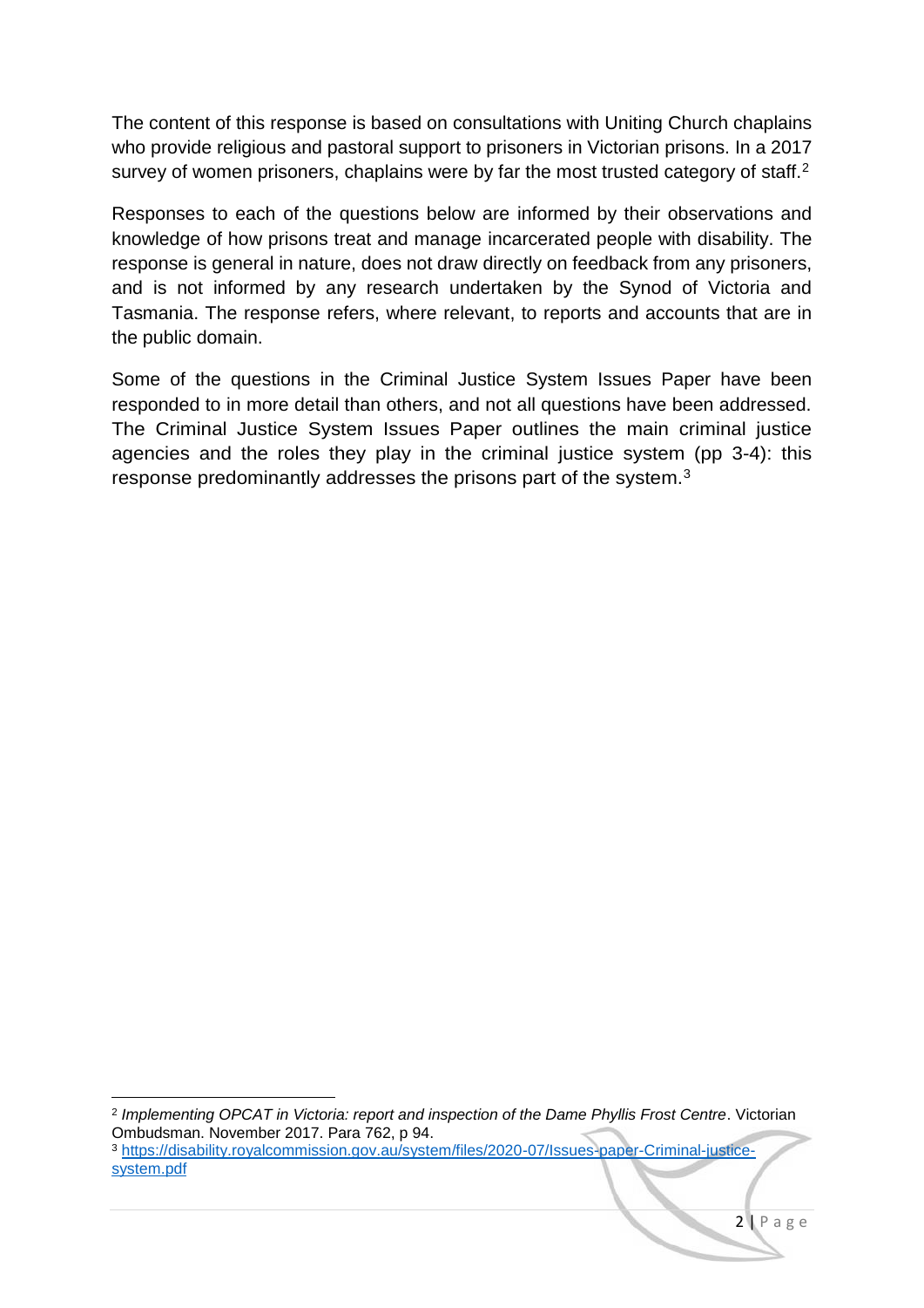The content of this response is based on consultations with Uniting Church chaplains who provide religious and pastoral support to prisoners in Victorian prisons. In a 2017 survey of women prisoners, chaplains were by far the most trusted category of staff.[2]

Responses to each of the questions below are informed by their observations and knowledge of how prisons treat and manage incarcerated people with disability. The response is general in nature, does not draw directly on feedback from any prisoners, and is not informed by any research undertaken by the Synod of Victoria and Tasmania. The response refers, where relevant, to reports and accounts that are in the public domain.

Some of the questions in the Criminal Justice System Issues Paper have been responded to in more detail than others, and not all questions have been addressed. The Criminal Justice System Issues Paper outlines the main criminal justice agencies and the roles they play in the criminal justice system (pp 3-4): this response predominantly addresses the prisons part of the system.[3]

---

[2] *Implementing OPCAT in Victoria: report and inspection of the Dame Phyllis Frost Centre*. Victorian Ombudsman. November 2017. Para 762, p 94.

[3] https://disability.royalcommission.gov.au/system/files/2020-07/Issues-paper-Criminal-justice-system.pdf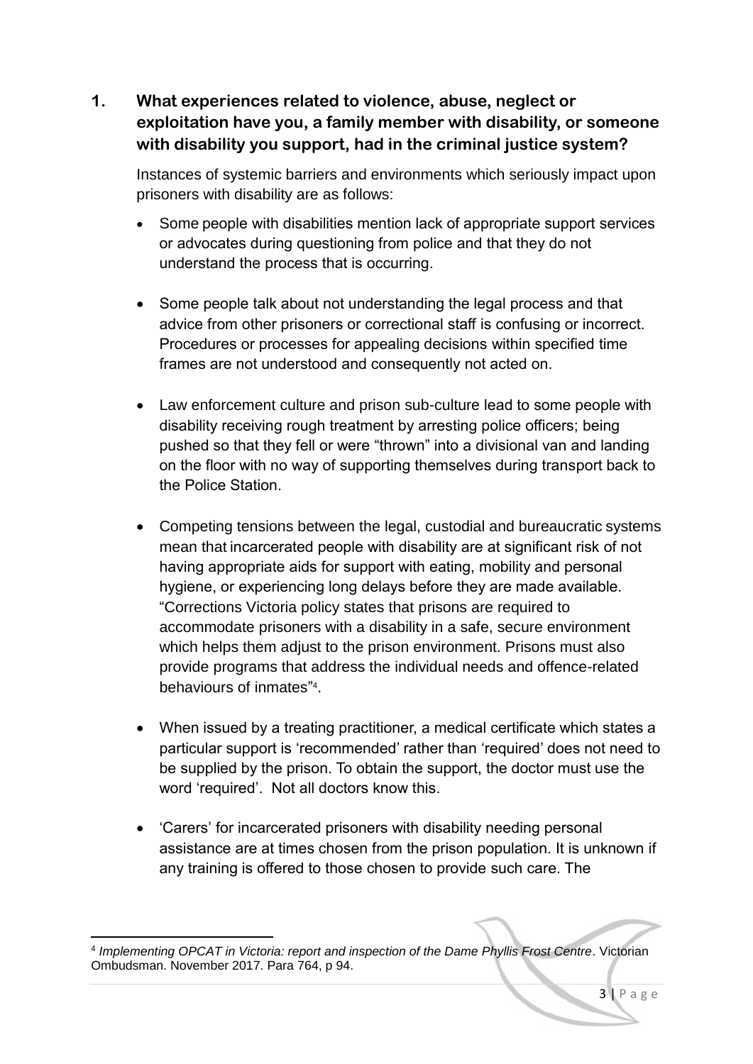## 1. What experiences related to violence, abuse, neglect or exploitation have you, a family member with disability, or someone with disability you support, had in the criminal justice system?

Instances of systemic barriers and environments which seriously impact upon prisoners with disability are as follows:

- Some people with disabilities mention lack of appropriate support services or advocates during questioning from police and that they do not understand the process that is occurring.

- Some people talk about not understanding the legal process and that advice from other prisoners or correctional staff is confusing or incorrect. Procedures or processes for appealing decisions within specified time frames are not understood and consequently not acted on.

- Law enforcement culture and prison sub-culture lead to some people with disability receiving rough treatment by arresting police officers; being pushed so that they fell or were "thrown" into a divisional van and landing on the floor with no way of supporting themselves during transport back to the Police Station.

- Competing tensions between the legal, custodial and bureaucratic systems mean that incarcerated people with disability are at significant risk of not having appropriate aids for support with eating, mobility and personal hygiene, or experiencing long delays before they are made available. "Corrections Victoria policy states that prisons are required to accommodate prisoners with a disability in a safe, secure environment which helps them adjust to the prison environment. Prisons must also provide programs that address the individual needs and offence-related behaviours of inmates"[4].

- When issued by a treating practitioner, a medical certificate which states a particular support is 'recommended' rather than 'required' does not need to be supplied by the prison. To obtain the support, the doctor must use the word 'required'. Not all doctors know this.

- 'Carers' for incarcerated prisoners with disability needing personal assistance are at times chosen from the prison population. It is unknown if any training is offered to those chosen to provide such care. The

---

[4] *Implementing OPCAT in Victoria: report and inspection of the Dame Phyllis Frost Centre*. Victorian Ombudsman. November 2017. Para 764, p 94.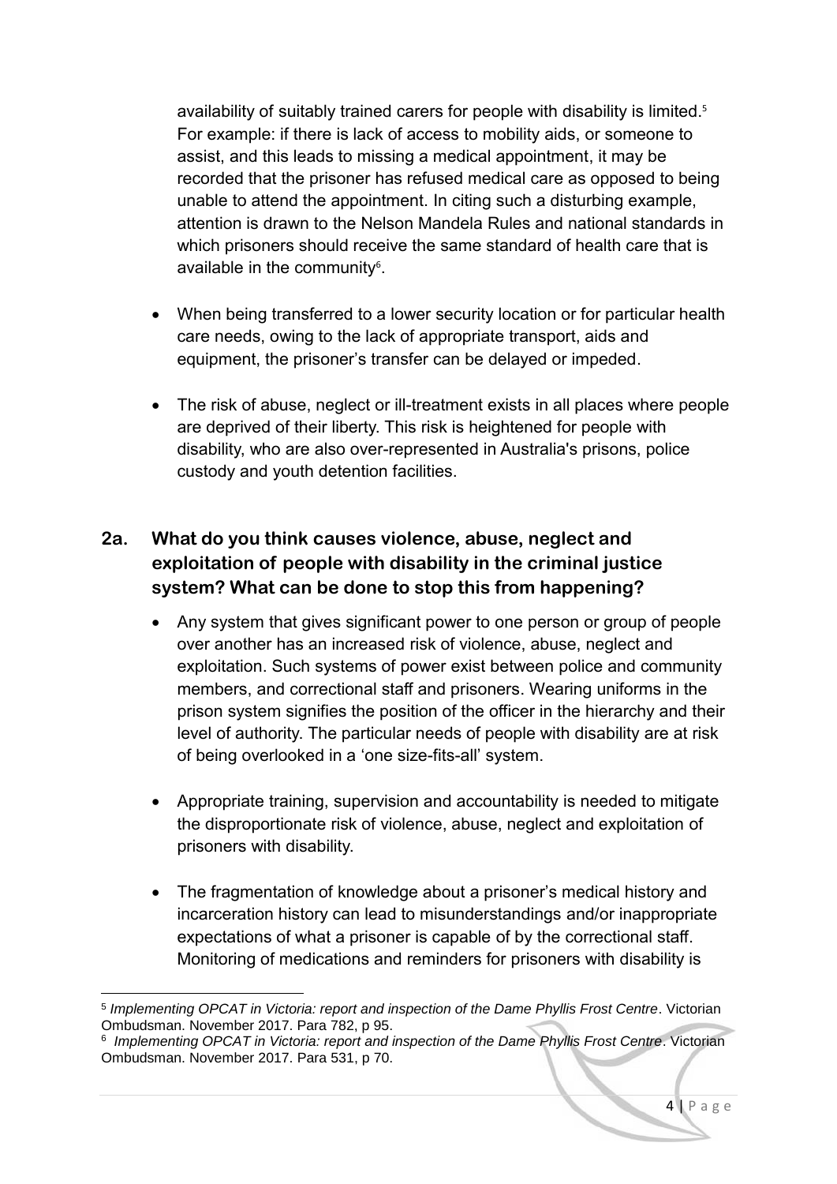availability of suitably trained carers for people with disability is limited.[5] For example: if there is lack of access to mobility aids, or someone to assist, and this leads to missing a medical appointment, it may be recorded that the prisoner has refused medical care as opposed to being unable to attend the appointment. In citing such a disturbing example, attention is drawn to the Nelson Mandela Rules and national standards in which prisoners should receive the same standard of health care that is available in the community[6].

- When being transferred to a lower security location or for particular health care needs, owing to the lack of appropriate transport, aids and equipment, the prisoner's transfer can be delayed or impeded.
- The risk of abuse, neglect or ill-treatment exists in all places where people are deprived of their liberty. This risk is heightened for people with disability, who are also over-represented in Australia's prisons, police custody and youth detention facilities.

## 2a. What do you think causes violence, abuse, neglect and exploitation of people with disability in the criminal justice system? What can be done to stop this from happening?

- Any system that gives significant power to one person or group of people over another has an increased risk of violence, abuse, neglect and exploitation. Such systems of power exist between police and community members, and correctional staff and prisoners. Wearing uniforms in the prison system signifies the position of the officer in the hierarchy and their level of authority. The particular needs of people with disability are at risk of being overlooked in a 'one size-fits-all' system.
- Appropriate training, supervision and accountability is needed to mitigate the disproportionate risk of violence, abuse, neglect and exploitation of prisoners with disability.
- The fragmentation of knowledge about a prisoner's medical history and incarceration history can lead to misunderstandings and/or inappropriate expectations of what a prisoner is capable of by the correctional staff. Monitoring of medications and reminders for prisoners with disability is

---

[5] *Implementing OPCAT in Victoria: report and inspection of the Dame Phyllis Frost Centre*. Victorian Ombudsman. November 2017. Para 782, p 95.

[6] *Implementing OPCAT in Victoria: report and inspection of the Dame Phyllis Frost Centre*. Victorian Ombudsman. November 2017. Para 531, p 70.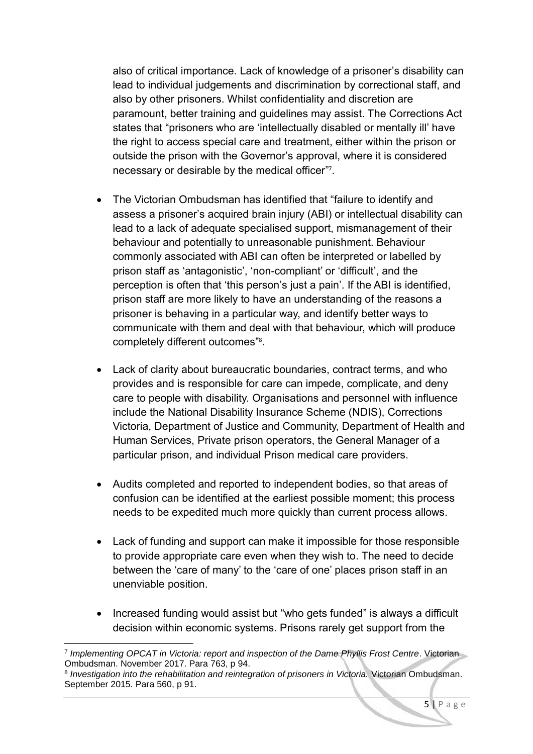also of critical importance. Lack of knowledge of a prisoner's disability can lead to individual judgements and discrimination by correctional staff, and also by other prisoners. Whilst confidentiality and discretion are paramount, better training and guidelines may assist. The Corrections Act states that "prisoners who are 'intellectually disabled or mentally ill' have the right to access special care and treatment, either within the prison or outside the prison with the Governor's approval, where it is considered necessary or desirable by the medical officer"[7].

- The Victorian Ombudsman has identified that "failure to identify and assess a prisoner's acquired brain injury (ABI) or intellectual disability can lead to a lack of adequate specialised support, mismanagement of their behaviour and potentially to unreasonable punishment. Behaviour commonly associated with ABI can often be interpreted or labelled by prison staff as 'antagonistic', 'non-compliant' or 'difficult', and the perception is often that 'this person's just a pain'. If the ABI is identified, prison staff are more likely to have an understanding of the reasons a prisoner is behaving in a particular way, and identify better ways to communicate with them and deal with that behaviour, which will produce completely different outcomes"[8].

- Lack of clarity about bureaucratic boundaries, contract terms, and who provides and is responsible for care can impede, complicate, and deny care to people with disability. Organisations and personnel with influence include the National Disability Insurance Scheme (NDIS), Corrections Victoria, Department of Justice and Community, Department of Health and Human Services, Private prison operators, the General Manager of a particular prison, and individual Prison medical care providers.

- Audits completed and reported to independent bodies, so that areas of confusion can be identified at the earliest possible moment; this process needs to be expedited much more quickly than current process allows.

- Lack of funding and support can make it impossible for those responsible to provide appropriate care even when they wish to. The need to decide between the 'care of many' to the 'care of one' places prison staff in an unenviable position.

- Increased funding would assist but "who gets funded" is always a difficult decision within economic systems. Prisons rarely get support from the

---

[7] *Implementing OPCAT in Victoria: report and inspection of the Dame Phyllis Frost Centre*. Victorian Ombudsman. November 2017. Para 763, p 94.

[8] *Investigation into the rehabilitation and reintegration of prisoners in Victoria.* Victorian Ombudsman. September 2015. Para 560, p 91.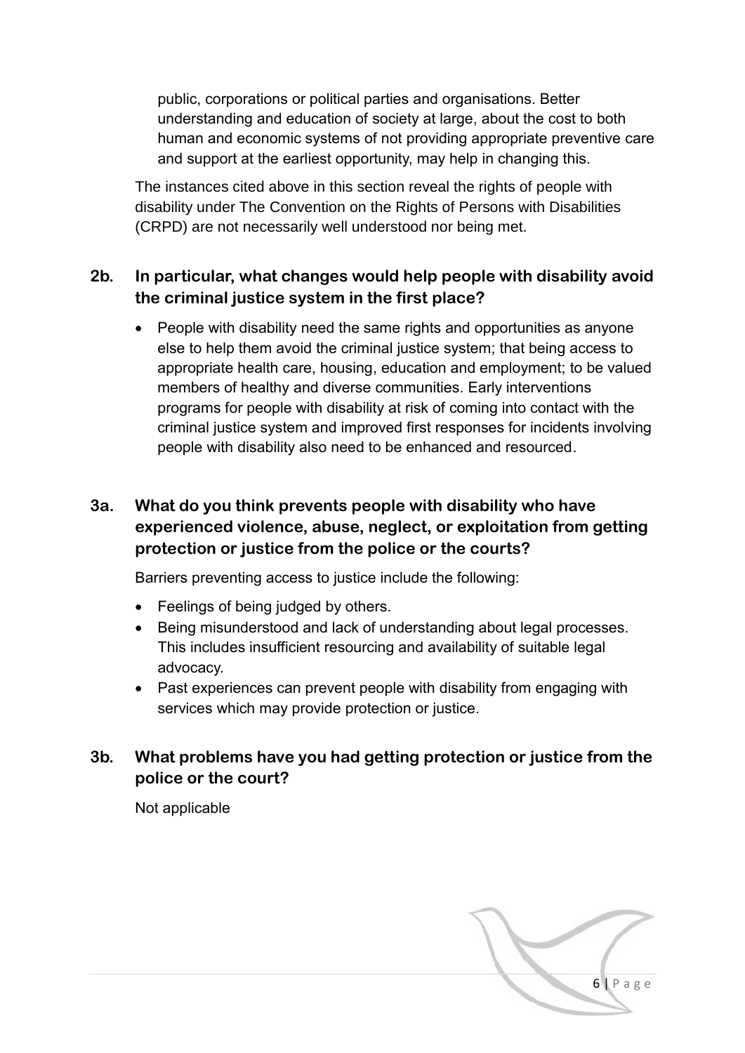public, corporations or political parties and organisations. Better understanding and education of society at large, about the cost to both human and economic systems of not providing appropriate preventive care and support at the earliest opportunity, may help in changing this.

The instances cited above in this section reveal the rights of people with disability under The Convention on the Rights of Persons with Disabilities (CRPD) are not necessarily well understood nor being met.

### 2b. In particular, what changes would help people with disability avoid the criminal justice system in the first place?

- People with disability need the same rights and opportunities as anyone else to help them avoid the criminal justice system; that being access to appropriate health care, housing, education and employment; to be valued members of healthy and diverse communities. Early interventions programs for people with disability at risk of coming into contact with the criminal justice system and improved first responses for incidents involving people with disability also need to be enhanced and resourced.

### 3a. What do you think prevents people with disability who have experienced violence, abuse, neglect, or exploitation from getting protection or justice from the police or the courts?

Barriers preventing access to justice include the following:

- Feelings of being judged by others.
- Being misunderstood and lack of understanding about legal processes. This includes insufficient resourcing and availability of suitable legal advocacy.
- Past experiences can prevent people with disability from engaging with services which may provide protection or justice.

### 3b. What problems have you had getting protection or justice from the police or the court?

Not applicable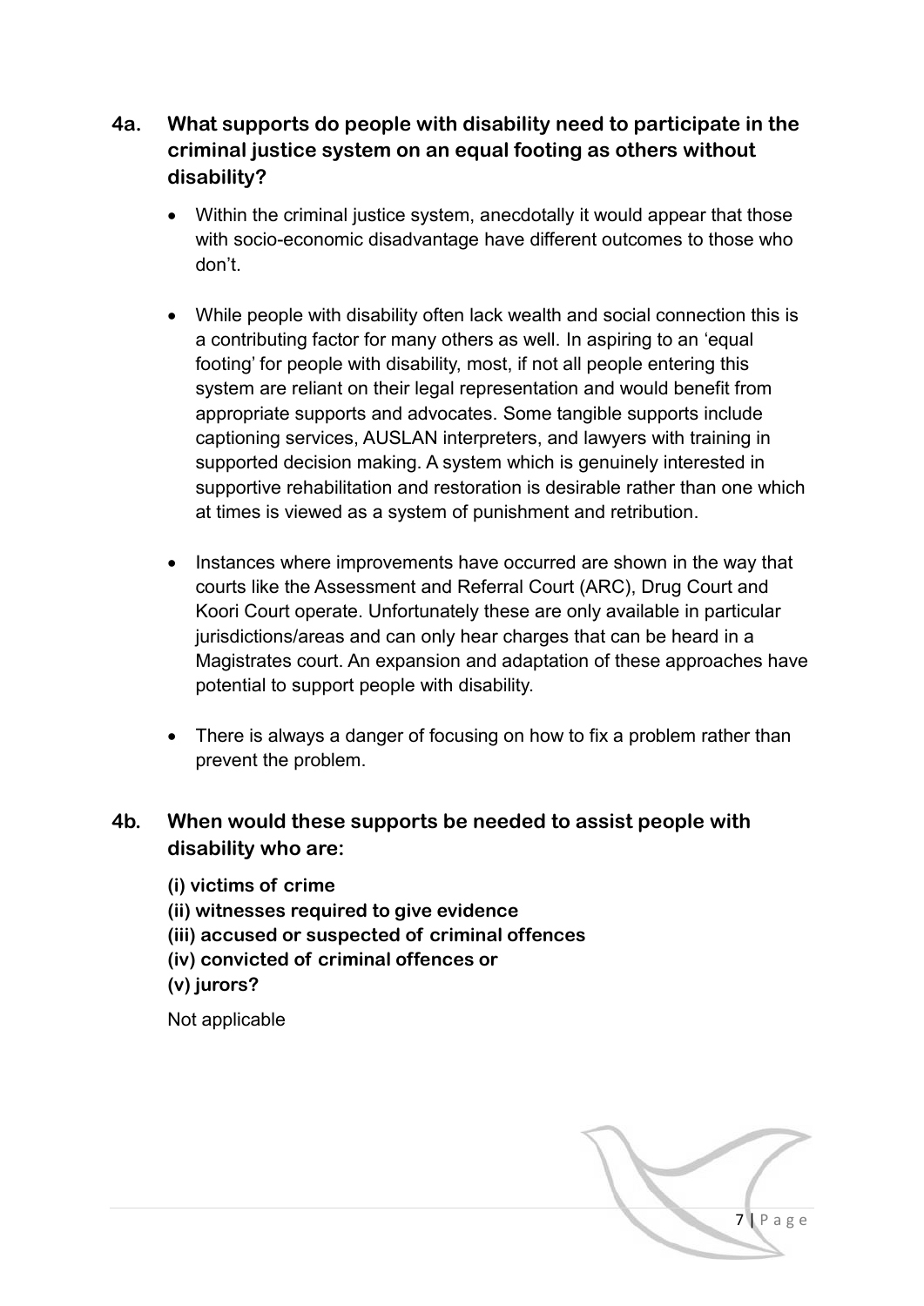## 4a. What supports do people with disability need to participate in the criminal justice system on an equal footing as others without disability?

- Within the criminal justice system, anecdotally it would appear that those with socio-economic disadvantage have different outcomes to those who don't.
- While people with disability often lack wealth and social connection this is a contributing factor for many others as well. In aspiring to an 'equal footing' for people with disability, most, if not all people entering this system are reliant on their legal representation and would benefit from appropriate supports and advocates. Some tangible supports include captioning services, AUSLAN interpreters, and lawyers with training in supported decision making. A system which is genuinely interested in supportive rehabilitation and restoration is desirable rather than one which at times is viewed as a system of punishment and retribution.
- Instances where improvements have occurred are shown in the way that courts like the Assessment and Referral Court (ARC), Drug Court and Koori Court operate. Unfortunately these are only available in particular jurisdictions/areas and can only hear charges that can be heard in a Magistrates court. An expansion and adaptation of these approaches have potential to support people with disability.
- There is always a danger of focusing on how to fix a problem rather than prevent the problem.

## 4b. When would these supports be needed to assist people with disability who are:

**(i) victims of crime**
**(ii) witnesses required to give evidence**
**(iii) accused or suspected of criminal offences**
**(iv) convicted of criminal offences or**
**(v) jurors?**

Not applicable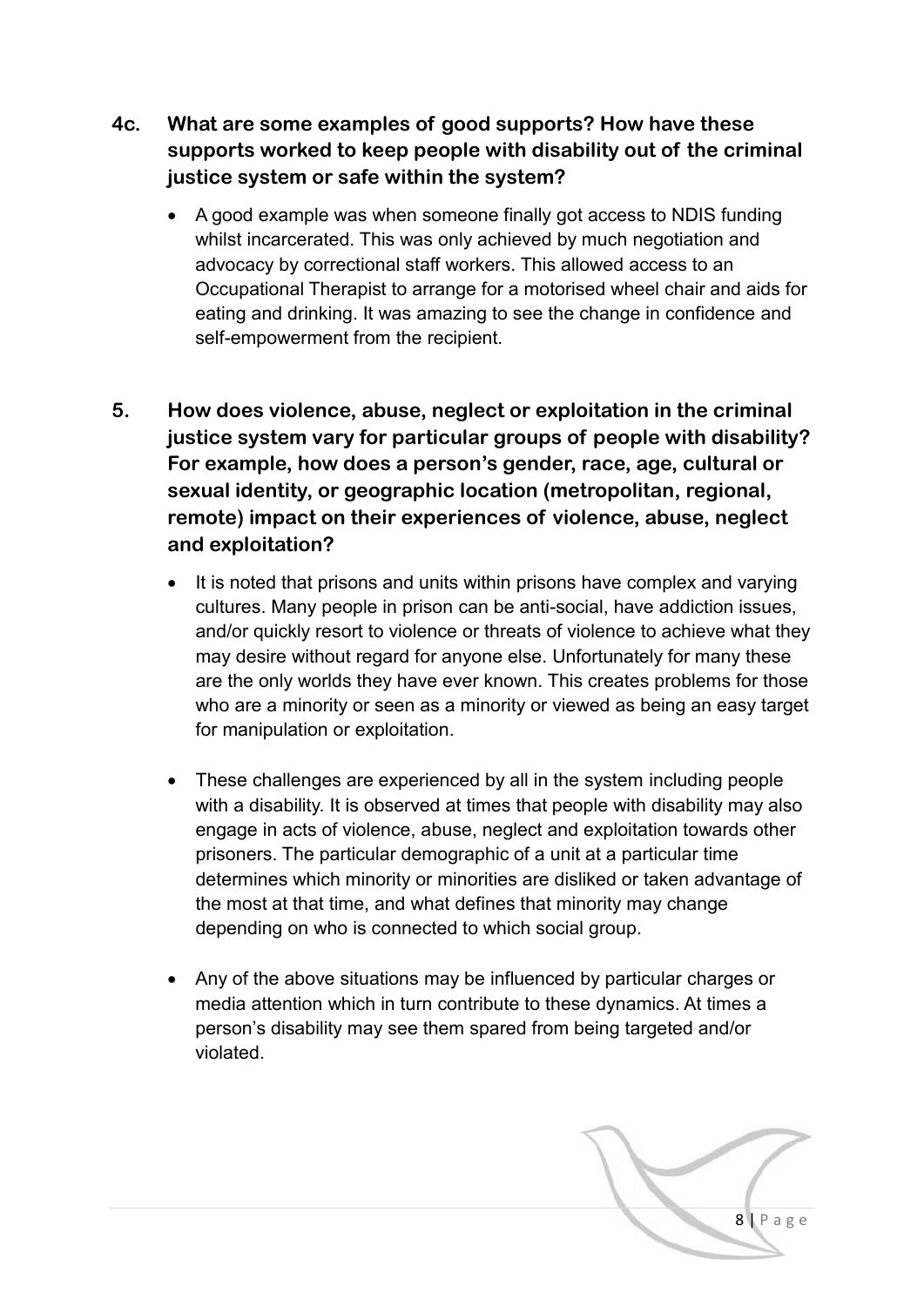## 4c. What are some examples of good supports? How have these supports worked to keep people with disability out of the criminal justice system or safe within the system?

- A good example was when someone finally got access to NDIS funding whilst incarcerated. This was only achieved by much negotiation and advocacy by correctional staff workers. This allowed access to an Occupational Therapist to arrange for a motorised wheel chair and aids for eating and drinking. It was amazing to see the change in confidence and self-empowerment from the recipient.

## 5. How does violence, abuse, neglect or exploitation in the criminal justice system vary for particular groups of people with disability? For example, how does a person's gender, race, age, cultural or sexual identity, or geographic location (metropolitan, regional, remote) impact on their experiences of violence, abuse, neglect and exploitation?

- It is noted that prisons and units within prisons have complex and varying cultures. Many people in prison can be anti-social, have addiction issues, and/or quickly resort to violence or threats of violence to achieve what they may desire without regard for anyone else. Unfortunately for many these are the only worlds they have ever known. This creates problems for those who are a minority or seen as a minority or viewed as being an easy target for manipulation or exploitation.

- These challenges are experienced by all in the system including people with a disability. It is observed at times that people with disability may also engage in acts of violence, abuse, neglect and exploitation towards other prisoners. The particular demographic of a unit at a particular time determines which minority or minorities are disliked or taken advantage of the most at that time, and what defines that minority may change depending on who is connected to which social group.

- Any of the above situations may be influenced by particular charges or media attention which in turn contribute to these dynamics. At times a person's disability may see them spared from being targeted and/or violated.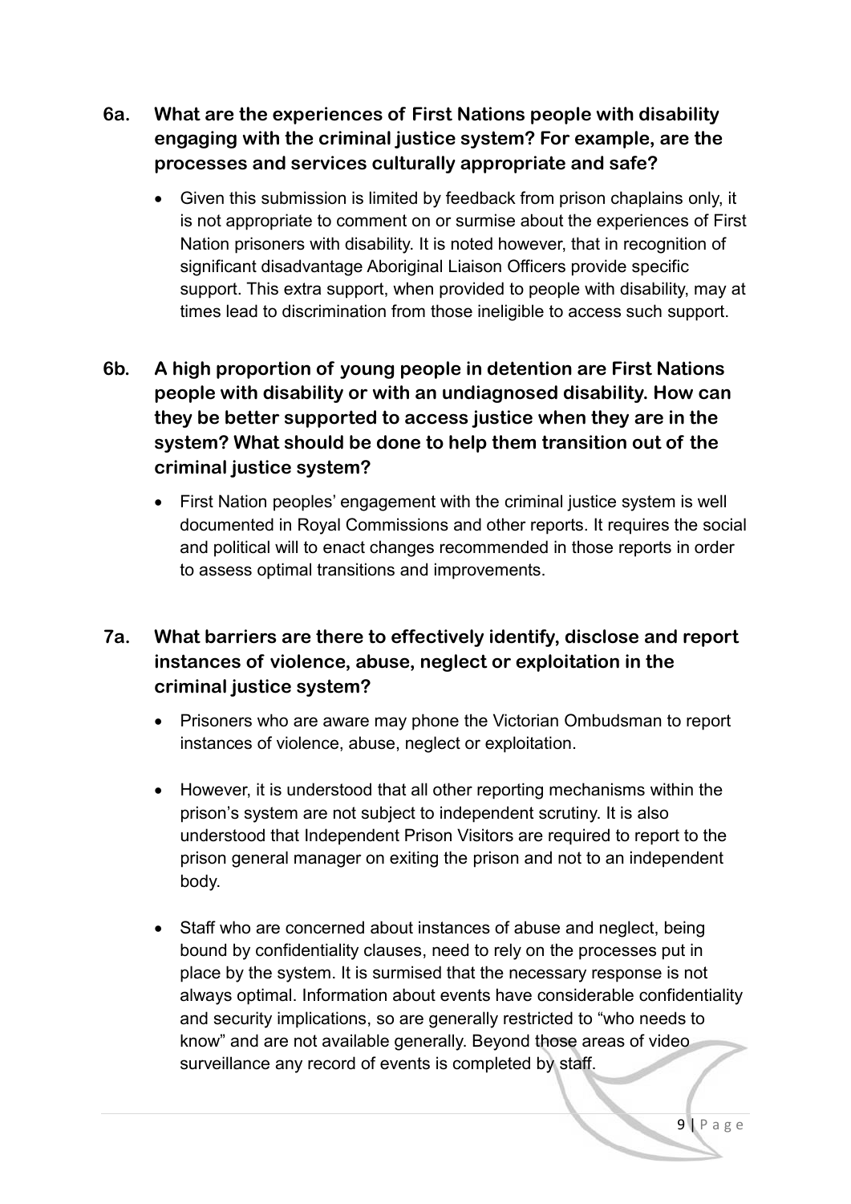**6a. What are the experiences of First Nations people with disability engaging with the criminal justice system? For example, are the processes and services culturally appropriate and safe?**

- Given this submission is limited by feedback from prison chaplains only, it is not appropriate to comment on or surmise about the experiences of First Nation prisoners with disability. It is noted however, that in recognition of significant disadvantage Aboriginal Liaison Officers provide specific support. This extra support, when provided to people with disability, may at times lead to discrimination from those ineligible to access such support.

**6b. A high proportion of young people in detention are First Nations people with disability or with an undiagnosed disability. How can they be better supported to access justice when they are in the system? What should be done to help them transition out of the criminal justice system?**

- First Nation peoples' engagement with the criminal justice system is well documented in Royal Commissions and other reports. It requires the social and political will to enact changes recommended in those reports in order to assess optimal transitions and improvements.

**7a. What barriers are there to effectively identify, disclose and report instances of violence, abuse, neglect or exploitation in the criminal justice system?**

- Prisoners who are aware may phone the Victorian Ombudsman to report instances of violence, abuse, neglect or exploitation.

- However, it is understood that all other reporting mechanisms within the prison's system are not subject to independent scrutiny. It is also understood that Independent Prison Visitors are required to report to the prison general manager on exiting the prison and not to an independent body.

- Staff who are concerned about instances of abuse and neglect, being bound by confidentiality clauses, need to rely on the processes put in place by the system. It is surmised that the necessary response is not always optimal. Information about events have considerable confidentiality and security implications, so are generally restricted to "who needs to know" and are not available generally. Beyond those areas of video surveillance any record of events is completed by staff.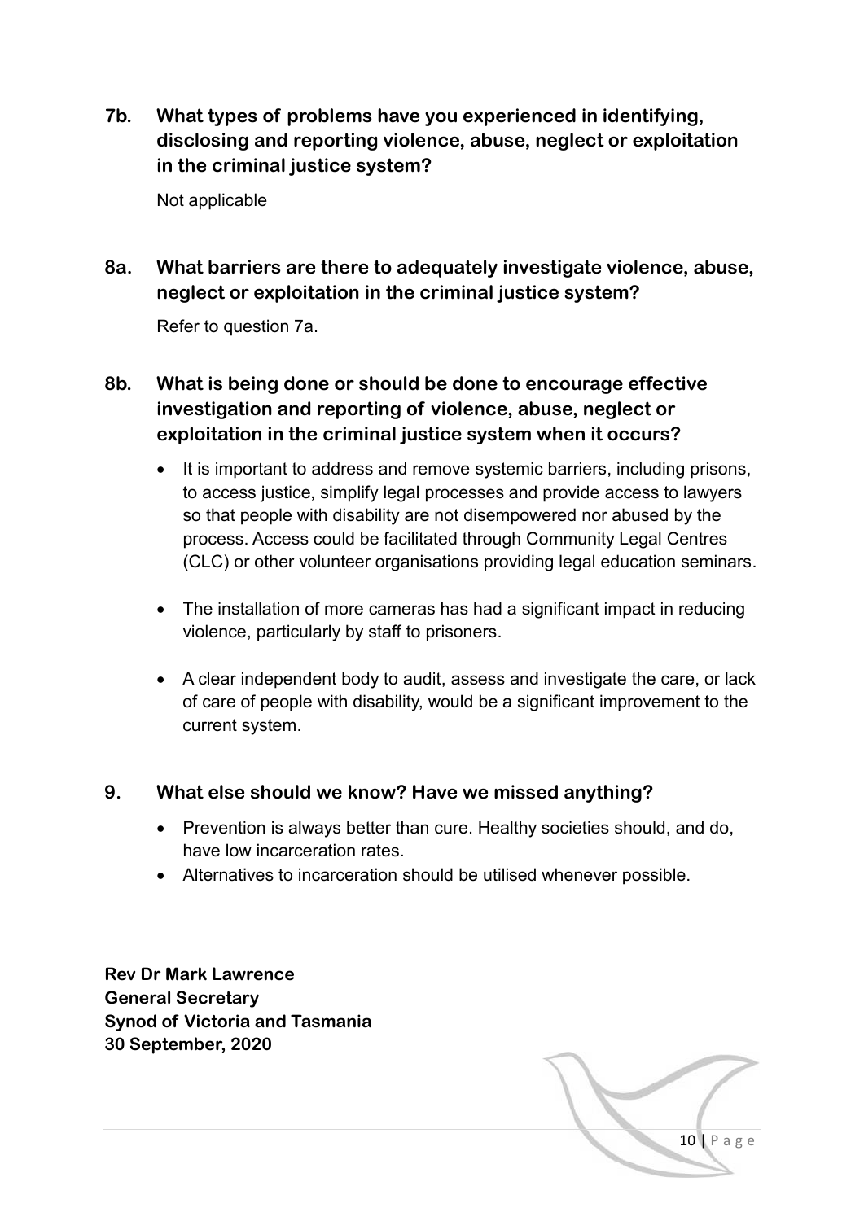**7b. What types of problems have you experienced in identifying, disclosing and reporting violence, abuse, neglect or exploitation in the criminal justice system?**

Not applicable

**8a. What barriers are there to adequately investigate violence, abuse, neglect or exploitation in the criminal justice system?**

Refer to question 7a.

**8b. What is being done or should be done to encourage effective investigation and reporting of violence, abuse, neglect or exploitation in the criminal justice system when it occurs?**

- It is important to address and remove systemic barriers, including prisons, to access justice, simplify legal processes and provide access to lawyers so that people with disability are not disempowered nor abused by the process. Access could be facilitated through Community Legal Centres (CLC) or other volunteer organisations providing legal education seminars.

- The installation of more cameras has had a significant impact in reducing violence, particularly by staff to prisoners.

- A clear independent body to audit, assess and investigate the care, or lack of care of people with disability, would be a significant improvement to the current system.

**9. What else should we know? Have we missed anything?**

- Prevention is always better than cure. Healthy societies should, and do, have low incarceration rates.
- Alternatives to incarceration should be utilised whenever possible.

**Rev Dr Mark Lawrence**
**General Secretary**
**Synod of Victoria and Tasmania**
**30 September, 2020**